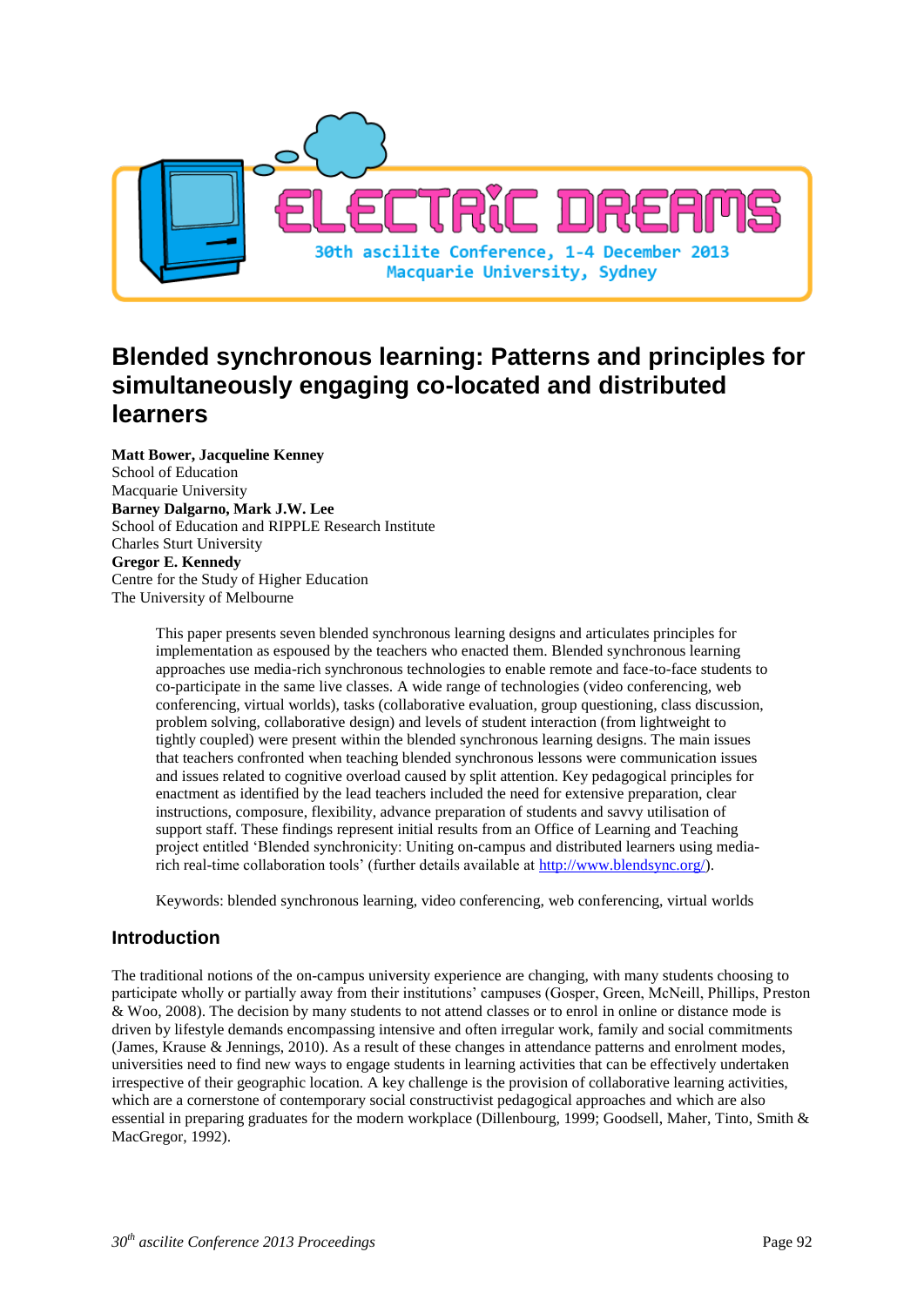# Blended synchronous learning: Patterns and principles for simultaneously engaging co-located and distributed learners

**Matt Bower, Jacqueline Kenney**
School of Education
Macquarie University
**Barney Dalgarno, Mark J.W. Lee**
School of Education and RIPPLE Research Institute
Charles Sturt University
**Gregor E. Kennedy**
Centre for the Study of Higher Education
The University of Melbourne

> This paper presents seven blended synchronous learning designs and articulates principles for implementation as espoused by the teachers who enacted them. Blended synchronous learning approaches use media-rich synchronous technologies to enable remote and face-to-face students to co-participate in the same live classes. A wide range of technologies (video conferencing, web conferencing, virtual worlds), tasks (collaborative evaluation, group questioning, class discussion, problem solving, collaborative design) and levels of student interaction (from lightweight to tightly coupled) were present within the blended synchronous learning designs. The main issues that teachers confronted when teaching blended synchronous lessons were communication issues and issues related to cognitive overload caused by split attention. Key pedagogical principles for enactment as identified by the lead teachers included the need for extensive preparation, clear instructions, composure, flexibility, advance preparation of students and savvy utilisation of support staff. These findings represent initial results from an Office of Learning and Teaching project entitled 'Blended synchronicity: Uniting on-campus and distributed learners using media-rich real-time collaboration tools' (further details available at http://www.blendsync.org/).
>
> Keywords: blended synchronous learning, video conferencing, web conferencing, virtual worlds

## Introduction

The traditional notions of the on-campus university experience are changing, with many students choosing to participate wholly or partially away from their institutions' campuses (Gosper, Green, McNeill, Phillips, Preston & Woo, 2008). The decision by many students to not attend classes or to enrol in online or distance mode is driven by lifestyle demands encompassing intensive and often irregular work, family and social commitments (James, Krause & Jennings, 2010). As a result of these changes in attendance patterns and enrolment modes, universities need to find new ways to engage students in learning activities that can be effectively undertaken irrespective of their geographic location. A key challenge is the provision of collaborative learning activities, which are a cornerstone of contemporary social constructivist pedagogical approaches and which are also essential in preparing graduates for the modern workplace (Dillenbourg, 1999; Goodsell, Maher, Tinto, Smith & MacGregor, 1992).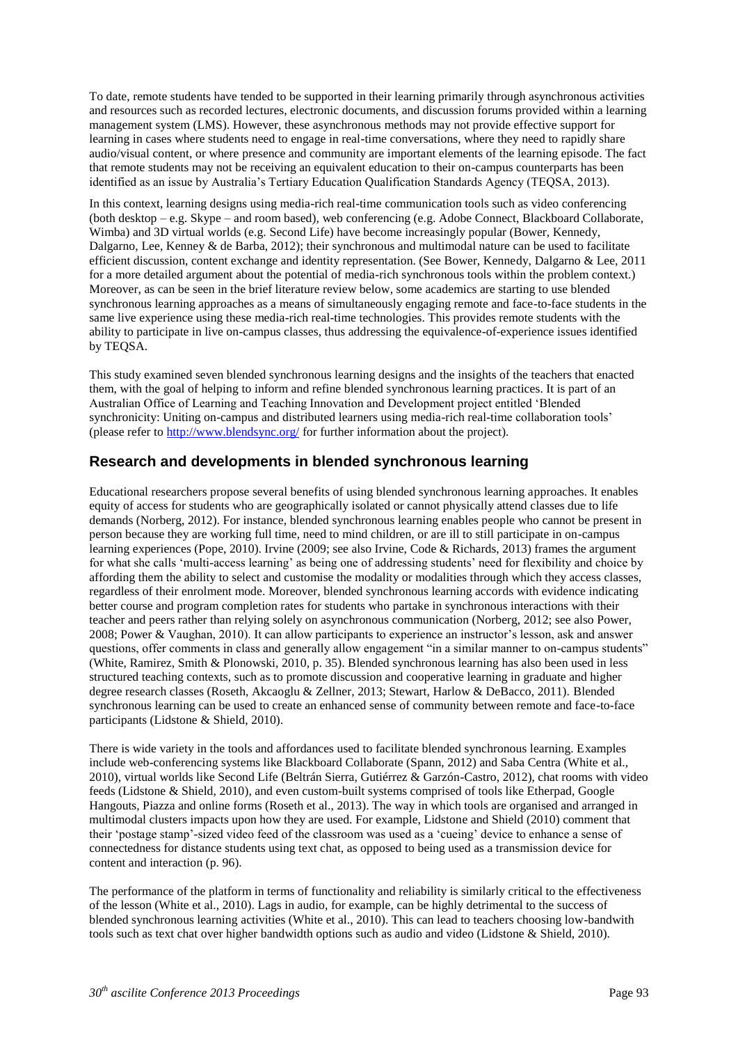To date, remote students have tended to be supported in their learning primarily through asynchronous activities and resources such as recorded lectures, electronic documents, and discussion forums provided within a learning management system (LMS). However, these asynchronous methods may not provide effective support for learning in cases where students need to engage in real-time conversations, where they need to rapidly share audio/visual content, or where presence and community are important elements of the learning episode. The fact that remote students may not be receiving an equivalent education to their on-campus counterparts has been identified as an issue by Australia's Tertiary Education Qualification Standards Agency (TEQSA, 2013).

In this context, learning designs using media-rich real-time communication tools such as video conferencing (both desktop – e.g. Skype – and room based), web conferencing (e.g. Adobe Connect, Blackboard Collaborate, Wimba) and 3D virtual worlds (e.g. Second Life) have become increasingly popular (Bower, Kennedy, Dalgarno, Lee, Kenney & de Barba, 2012); their synchronous and multimodal nature can be used to facilitate efficient discussion, content exchange and identity representation. (See Bower, Kennedy, Dalgarno & Lee, 2011 for a more detailed argument about the potential of media-rich synchronous tools within the problem context.) Moreover, as can be seen in the brief literature review below, some academics are starting to use blended synchronous learning approaches as a means of simultaneously engaging remote and face-to-face students in the same live experience using these media-rich real-time technologies. This provides remote students with the ability to participate in live on-campus classes, thus addressing the equivalence-of-experience issues identified by TEQSA.

This study examined seven blended synchronous learning designs and the insights of the teachers that enacted them, with the goal of helping to inform and refine blended synchronous learning practices. It is part of an Australian Office of Learning and Teaching Innovation and Development project entitled 'Blended synchronicity: Uniting on-campus and distributed learners using media-rich real-time collaboration tools' (please refer to http://www.blendsync.org/ for further information about the project).

## Research and developments in blended synchronous learning

Educational researchers propose several benefits of using blended synchronous learning approaches. It enables equity of access for students who are geographically isolated or cannot physically attend classes due to life demands (Norberg, 2012). For instance, blended synchronous learning enables people who cannot be present in person because they are working full time, need to mind children, or are ill to still participate in on-campus learning experiences (Pope, 2010). Irvine (2009; see also Irvine, Code & Richards, 2013) frames the argument for what she calls 'multi-access learning' as being one of addressing students' need for flexibility and choice by affording them the ability to select and customise the modality or modalities through which they access classes, regardless of their enrolment mode. Moreover, blended synchronous learning accords with evidence indicating better course and program completion rates for students who partake in synchronous interactions with their teacher and peers rather than relying solely on asynchronous communication (Norberg, 2012; see also Power, 2008; Power & Vaughan, 2010). It can allow participants to experience an instructor's lesson, ask and answer questions, offer comments in class and generally allow engagement "in a similar manner to on-campus students" (White, Ramirez, Smith & Plonowski, 2010, p. 35). Blended synchronous learning has also been used in less structured teaching contexts, such as to promote discussion and cooperative learning in graduate and higher degree research classes (Roseth, Akcaoglu & Zellner, 2013; Stewart, Harlow & DeBacco, 2011). Blended synchronous learning can be used to create an enhanced sense of community between remote and face-to-face participants (Lidstone & Shield, 2010).

There is wide variety in the tools and affordances used to facilitate blended synchronous learning. Examples include web-conferencing systems like Blackboard Collaborate (Spann, 2012) and Saba Centra (White et al., 2010), virtual worlds like Second Life (Beltrán Sierra, Gutiérrez & Garzón-Castro, 2012), chat rooms with video feeds (Lidstone & Shield, 2010), and even custom-built systems comprised of tools like Etherpad, Google Hangouts, Piazza and online forms (Roseth et al., 2013). The way in which tools are organised and arranged in multimodal clusters impacts upon how they are used. For example, Lidstone and Shield (2010) comment that their 'postage stamp'-sized video feed of the classroom was used as a 'cueing' device to enhance a sense of connectedness for distance students using text chat, as opposed to being used as a transmission device for content and interaction (p. 96).

The performance of the platform in terms of functionality and reliability is similarly critical to the effectiveness of the lesson (White et al., 2010). Lags in audio, for example, can be highly detrimental to the success of blended synchronous learning activities (White et al., 2010). This can lead to teachers choosing low-bandwith tools such as text chat over higher bandwidth options such as audio and video (Lidstone & Shield, 2010).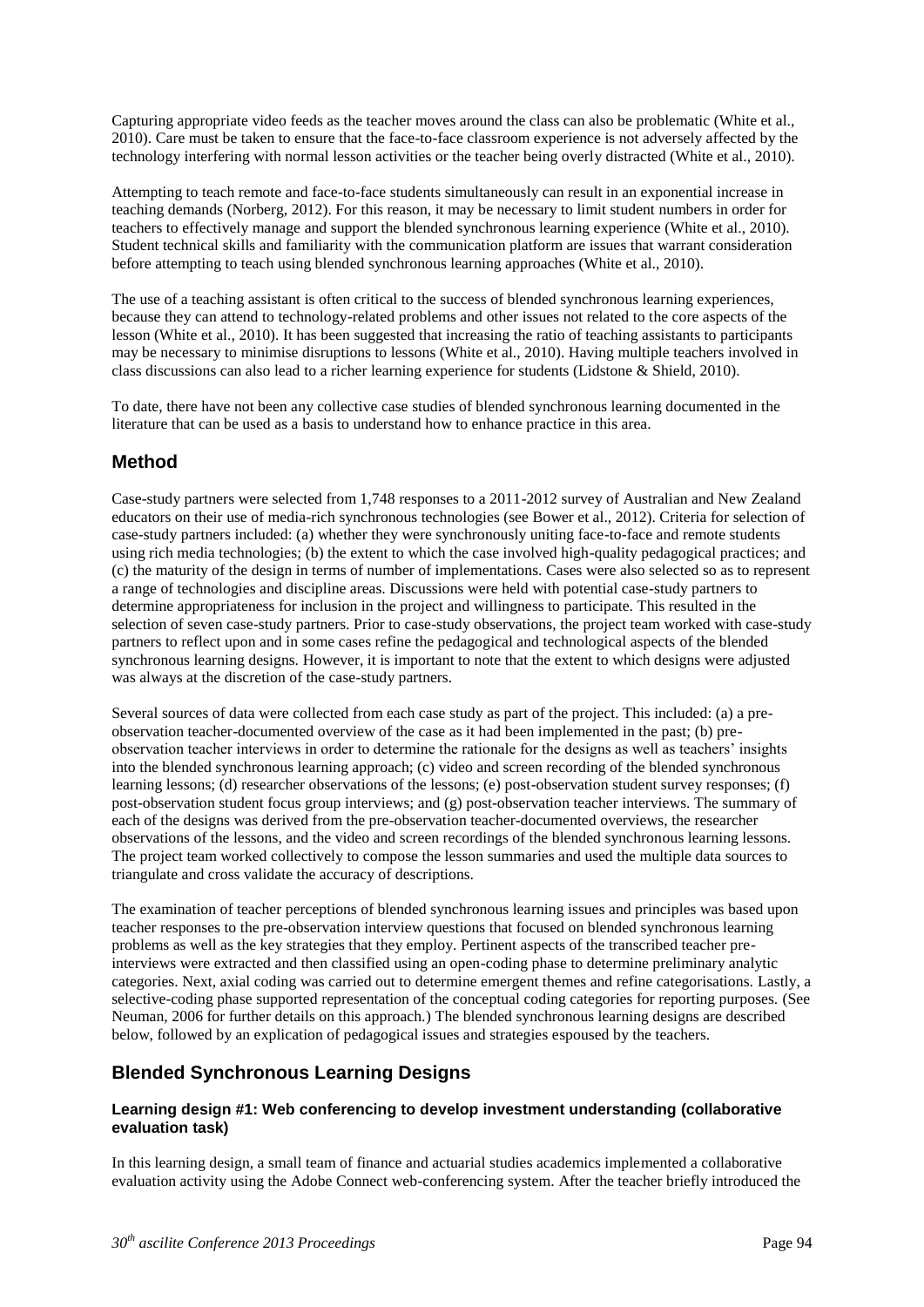Capturing appropriate video feeds as the teacher moves around the class can also be problematic (White et al., 2010). Care must be taken to ensure that the face-to-face classroom experience is not adversely affected by the technology interfering with normal lesson activities or the teacher being overly distracted (White et al., 2010).

Attempting to teach remote and face-to-face students simultaneously can result in an exponential increase in teaching demands (Norberg, 2012). For this reason, it may be necessary to limit student numbers in order for teachers to effectively manage and support the blended synchronous learning experience (White et al., 2010). Student technical skills and familiarity with the communication platform are issues that warrant consideration before attempting to teach using blended synchronous learning approaches (White et al., 2010).

The use of a teaching assistant is often critical to the success of blended synchronous learning experiences, because they can attend to technology-related problems and other issues not related to the core aspects of the lesson (White et al., 2010). It has been suggested that increasing the ratio of teaching assistants to participants may be necessary to minimise disruptions to lessons (White et al., 2010). Having multiple teachers involved in class discussions can also lead to a richer learning experience for students (Lidstone & Shield, 2010).

To date, there have not been any collective case studies of blended synchronous learning documented in the literature that can be used as a basis to understand how to enhance practice in this area.

## Method

Case-study partners were selected from 1,748 responses to a 2011-2012 survey of Australian and New Zealand educators on their use of media-rich synchronous technologies (see Bower et al., 2012). Criteria for selection of case-study partners included: (a) whether they were synchronously uniting face-to-face and remote students using rich media technologies; (b) the extent to which the case involved high-quality pedagogical practices; and (c) the maturity of the design in terms of number of implementations. Cases were also selected so as to represent a range of technologies and discipline areas. Discussions were held with potential case-study partners to determine appropriateness for inclusion in the project and willingness to participate. This resulted in the selection of seven case-study partners. Prior to case-study observations, the project team worked with case-study partners to reflect upon and in some cases refine the pedagogical and technological aspects of the blended synchronous learning designs. However, it is important to note that the extent to which designs were adjusted was always at the discretion of the case-study partners.

Several sources of data were collected from each case study as part of the project. This included: (a) a pre-observation teacher-documented overview of the case as it had been implemented in the past; (b) pre-observation teacher interviews in order to determine the rationale for the designs as well as teachers' insights into the blended synchronous learning approach; (c) video and screen recording of the blended synchronous learning lessons; (d) researcher observations of the lessons; (e) post-observation student survey responses; (f) post-observation student focus group interviews; and (g) post-observation teacher interviews. The summary of each of the designs was derived from the pre-observation teacher-documented overviews, the researcher observations of the lessons, and the video and screen recordings of the blended synchronous learning lessons. The project team worked collectively to compose the lesson summaries and used the multiple data sources to triangulate and cross validate the accuracy of descriptions.

The examination of teacher perceptions of blended synchronous learning issues and principles was based upon teacher responses to the pre-observation interview questions that focused on blended synchronous learning problems as well as the key strategies that they employ. Pertinent aspects of the transcribed teacher pre-interviews were extracted and then classified using an open-coding phase to determine preliminary analytic categories. Next, axial coding was carried out to determine emergent themes and refine categorisations. Lastly, a selective-coding phase supported representation of the conceptual coding categories for reporting purposes. (See Neuman, 2006 for further details on this approach.) The blended synchronous learning designs are described below, followed by an explication of pedagogical issues and strategies espoused by the teachers.

## Blended Synchronous Learning Designs

### Learning design #1: Web conferencing to develop investment understanding (collaborative evaluation task)

In this learning design, a small team of finance and actuarial studies academics implemented a collaborative evaluation activity using the Adobe Connect web-conferencing system. After the teacher briefly introduced the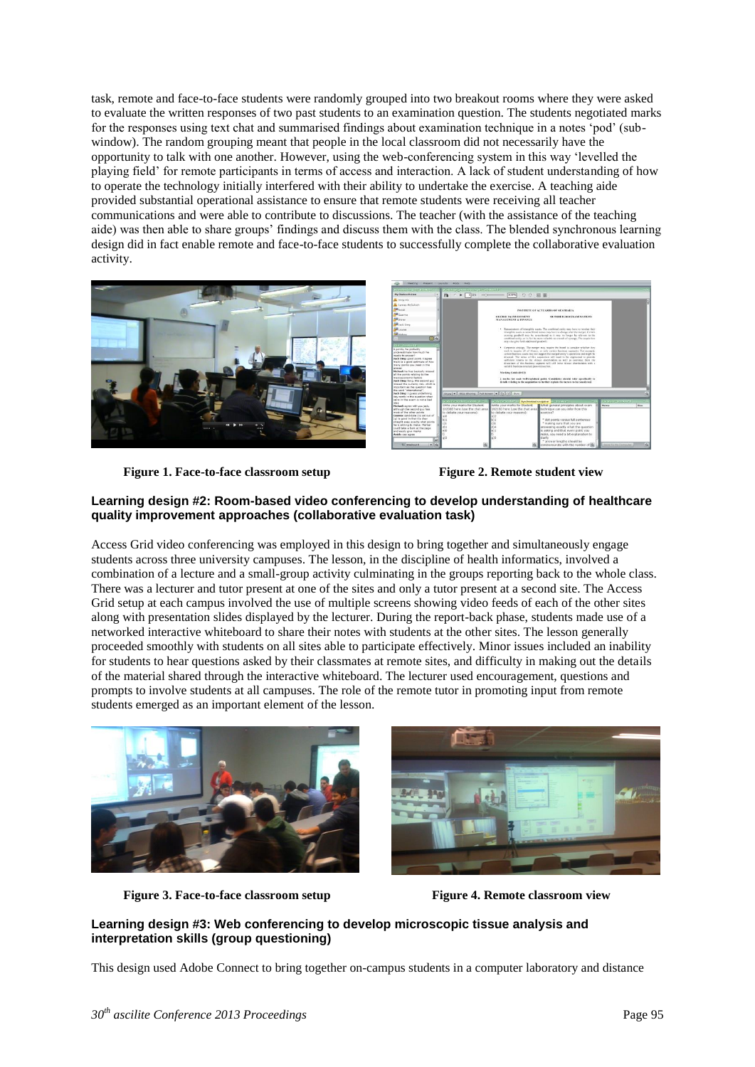task, remote and face-to-face students were randomly grouped into two breakout rooms where they were asked to evaluate the written responses of two past students to an examination question. The students negotiated marks for the responses using text chat and summarised findings about examination technique in a notes 'pod' (sub-window). The random grouping meant that people in the local classroom did not necessarily have the opportunity to talk with one another. However, using the web-conferencing system in this way 'levelled the playing field' for remote participants in terms of access and interaction. A lack of student understanding of how to operate the technology initially interfered with their ability to undertake the exercise. A teaching aide provided substantial operational assistance to ensure that remote students were receiving all teacher communications and were able to contribute to discussions. The teacher (with the assistance of the teaching aide) was then able to share groups' findings and discuss them with the class. The blended synchronous learning design did in fact enable remote and face-to-face students to successfully complete the collaborative evaluation activity.

**Figure 1. Face-to-face classroom setup**

**Figure 2. Remote student view**

#### Learning design #2: Room-based video conferencing to develop understanding of healthcare quality improvement approaches (collaborative evaluation task)

Access Grid video conferencing was employed in this design to bring together and simultaneously engage students across three university campuses. The lesson, in the discipline of health informatics, involved a combination of a lecture and a small-group activity culminating in the groups reporting back to the whole class. There was a lecturer and tutor present at one of the sites and only a tutor present at a second site. The Access Grid setup at each campus involved the use of multiple screens showing video feeds of each of the other sites along with presentation slides displayed by the lecturer. During the report-back phase, students made use of a networked interactive whiteboard to share their notes with students at the other sites. The lesson generally proceeded smoothly with students on all sites able to participate effectively. Minor issues included an inability for students to hear questions asked by their classmates at remote sites, and difficulty in making out the details of the material shared through the interactive whiteboard. The lecturer used encouragement, questions and prompts to involve students at all campuses. The role of the remote tutor in promoting input from remote students emerged as an important element of the lesson.

**Figure 3. Face-to-face classroom setup**

**Figure 4. Remote classroom view**

#### Learning design #3: Web conferencing to develop microscopic tissue analysis and interpretation skills (group questioning)

This design used Adobe Connect to bring together on-campus students in a computer laboratory and distance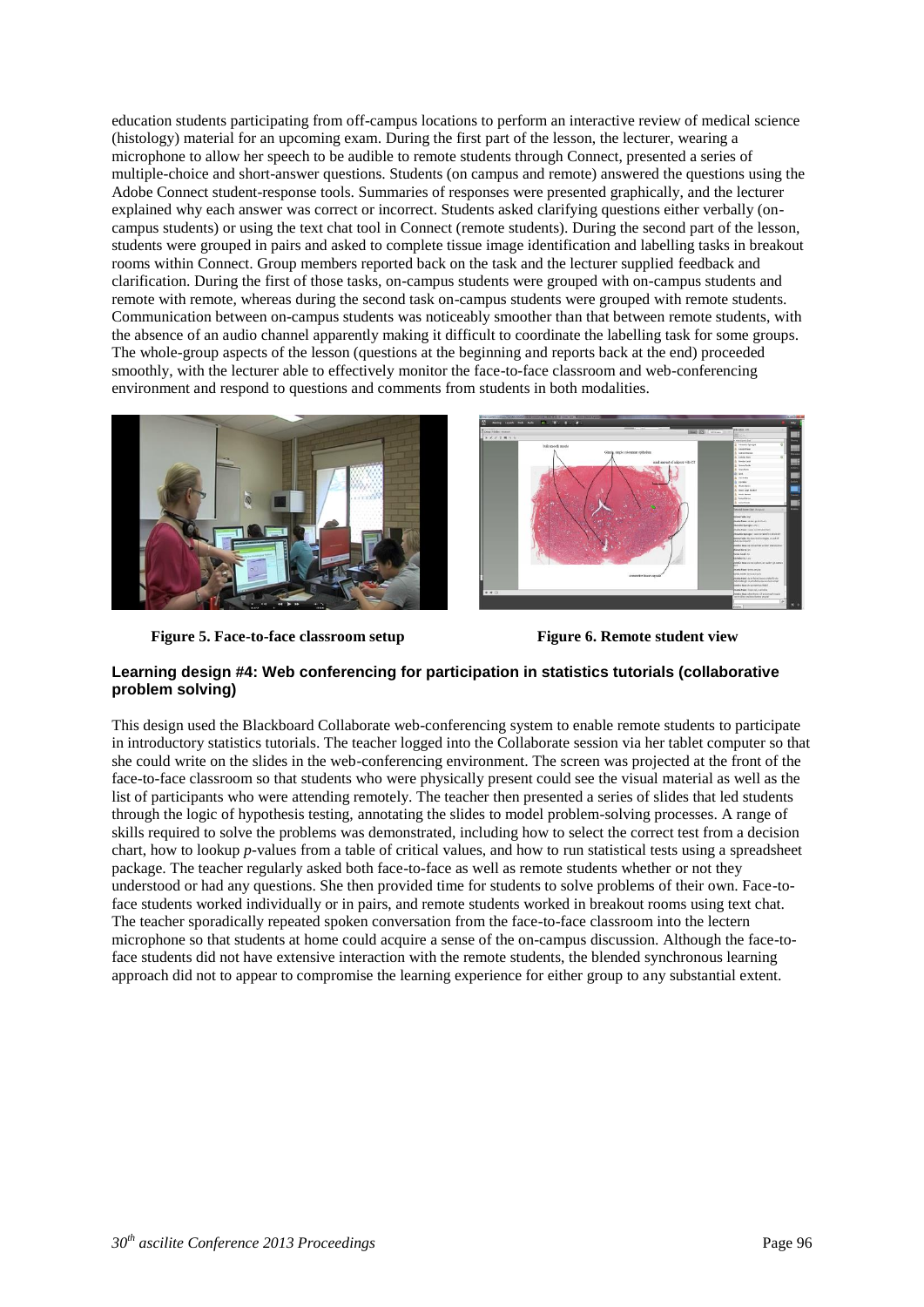education students participating from off-campus locations to perform an interactive review of medical science (histology) material for an upcoming exam. During the first part of the lesson, the lecturer, wearing a microphone to allow her speech to be audible to remote students through Connect, presented a series of multiple-choice and short-answer questions. Students (on campus and remote) answered the questions using the Adobe Connect student-response tools. Summaries of responses were presented graphically, and the lecturer explained why each answer was correct or incorrect. Students asked clarifying questions either verbally (on-campus students) or using the text chat tool in Connect (remote students). During the second part of the lesson, students were grouped in pairs and asked to complete tissue image identification and labelling tasks in breakout rooms within Connect. Group members reported back on the task and the lecturer supplied feedback and clarification. During the first of those tasks, on-campus students were grouped with on-campus students and remote with remote, whereas during the second task on-campus students were grouped with remote students. Communication between on-campus students was noticeably smoother than that between remote students, with the absence of an audio channel apparently making it difficult to coordinate the labelling task for some groups. The whole-group aspects of the lesson (questions at the beginning and reports back at the end) proceeded smoothly, with the lecturer able to effectively monitor the face-to-face classroom and web-conferencing environment and respond to questions and comments from students in both modalities.

**Figure 5. Face-to-face classroom setup**

**Figure 6. Remote student view**

### Learning design #4: Web conferencing for participation in statistics tutorials (collaborative problem solving)

This design used the Blackboard Collaborate web-conferencing system to enable remote students to participate in introductory statistics tutorials. The teacher logged into the Collaborate session via her tablet computer so that she could write on the slides in the web-conferencing environment. The screen was projected at the front of the face-to-face classroom so that students who were physically present could see the visual material as well as the list of participants who were attending remotely. The teacher then presented a series of slides that led students through the logic of hypothesis testing, annotating the slides to model problem-solving processes. A range of skills required to solve the problems was demonstrated, including how to select the correct test from a decision chart, how to lookup *p*-values from a table of critical values, and how to run statistical tests using a spreadsheet package. The teacher regularly asked both face-to-face as well as remote students whether or not they understood or had any questions. She then provided time for students to solve problems of their own. Face-to-face students worked individually or in pairs, and remote students worked in breakout rooms using text chat. The teacher sporadically repeated spoken conversation from the face-to-face classroom into the lectern microphone so that students at home could acquire a sense of the on-campus discussion. Although the face-to-face students did not have extensive interaction with the remote students, the blended synchronous learning approach did not to appear to compromise the learning experience for either group to any substantial extent.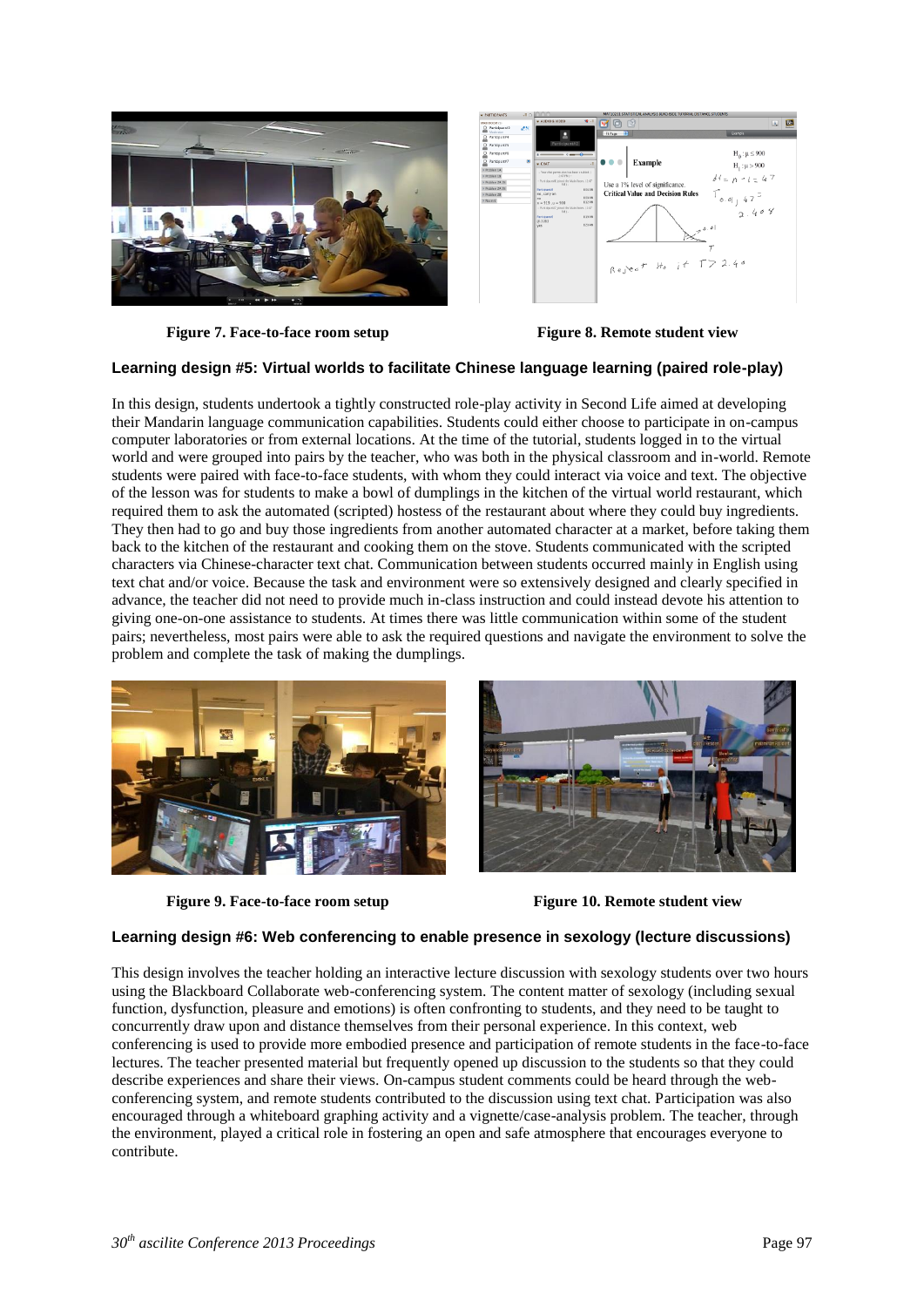Figure 7. Face-to-face room setup

Figure 8. Remote student view

### Learning design #5: Virtual worlds to facilitate Chinese language learning (paired role-play)

In this design, students undertook a tightly constructed role-play activity in Second Life aimed at developing their Mandarin language communication capabilities. Students could either choose to participate in on-campus computer laboratories or from external locations. At the time of the tutorial, students logged in to the virtual world and were grouped into pairs by the teacher, who was both in the physical classroom and in-world. Remote students were paired with face-to-face students, with whom they could interact via voice and text. The objective of the lesson was for students to make a bowl of dumplings in the kitchen of the virtual world restaurant, which required them to ask the automated (scripted) hostess of the restaurant about where they could buy ingredients. They then had to go and buy those ingredients from another automated character at a market, before taking them back to the kitchen of the restaurant and cooking them on the stove. Students communicated with the scripted characters via Chinese-character text chat. Communication between students occurred mainly in English using text chat and/or voice. Because the task and environment were so extensively designed and clearly specified in advance, the teacher did not need to provide much in-class instruction and could instead devote his attention to giving one-on-one assistance to students. At times there was little communication within some of the student pairs; nevertheless, most pairs were able to ask the required questions and navigate the environment to solve the problem and complete the task of making the dumplings.

Figure 9. Face-to-face room setup

Figure 10. Remote student view

### Learning design #6: Web conferencing to enable presence in sexology (lecture discussions)

This design involves the teacher holding an interactive lecture discussion with sexology students over two hours using the Blackboard Collaborate web-conferencing system. The content matter of sexology (including sexual function, dysfunction, pleasure and emotions) is often confronting to students, and they need to be taught to concurrently draw upon and distance themselves from their personal experience. In this context, web conferencing is used to provide more embodied presence and participation of remote students in the face-to-face lectures. The teacher presented material but frequently opened up discussion to the students so that they could describe experiences and share their views. On-campus student comments could be heard through the web-conferencing system, and remote students contributed to the discussion using text chat. Participation was also encouraged through a whiteboard graphing activity and a vignette/case-analysis problem. The teacher, through the environment, played a critical role in fostering an open and safe atmosphere that encourages everyone to contribute.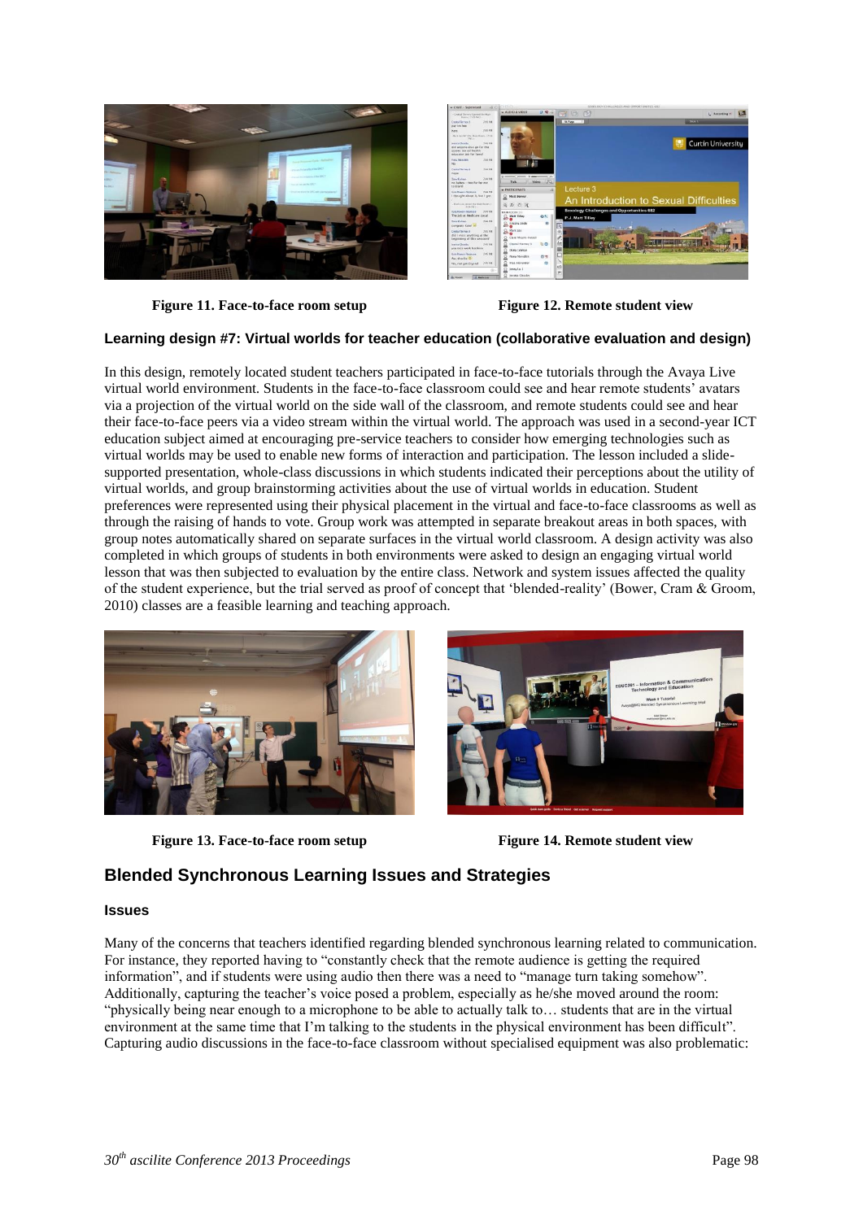Figure 11. Face-to-face room setup

Figure 12. Remote student view

### Learning design #7: Virtual worlds for teacher education (collaborative evaluation and design)

In this design, remotely located student teachers participated in face-to-face tutorials through the Avaya Live virtual world environment. Students in the face-to-face classroom could see and hear remote students' avatars via a projection of the virtual world on the side wall of the classroom, and remote students could see and hear their face-to-face peers via a video stream within the virtual world. The approach was used in a second-year ICT education subject aimed at encouraging pre-service teachers to consider how emerging technologies such as virtual worlds may be used to enable new forms of interaction and participation. The lesson included a slide-supported presentation, whole-class discussions in which students indicated their perceptions about the utility of virtual worlds, and group brainstorming activities about the use of virtual worlds in education. Student preferences were represented using their physical placement in the virtual and face-to-face classrooms as well as through the raising of hands to vote. Group work was attempted in separate breakout areas in both spaces, with group notes automatically shared on separate surfaces in the virtual world classroom. A design activity was also completed in which groups of students in both environments were asked to design an engaging virtual world lesson that was then subjected to evaluation by the entire class. Network and system issues affected the quality of the student experience, but the trial served as proof of concept that 'blended-reality' (Bower, Cram & Groom, 2010) classes are a feasible learning and teaching approach.

Figure 13. Face-to-face room setup

Figure 14. Remote student view

## Blended Synchronous Learning Issues and Strategies

### Issues

Many of the concerns that teachers identified regarding blended synchronous learning related to communication. For instance, they reported having to "constantly check that the remote audience is getting the required information", and if students were using audio then there was a need to "manage turn taking somehow". Additionally, capturing the teacher's voice posed a problem, especially as he/she moved around the room: "physically being near enough to a microphone to be able to actually talk to… students that are in the virtual environment at the same time that I'm talking to the students in the physical environment has been difficult". Capturing audio discussions in the face-to-face classroom without specialised equipment was also problematic: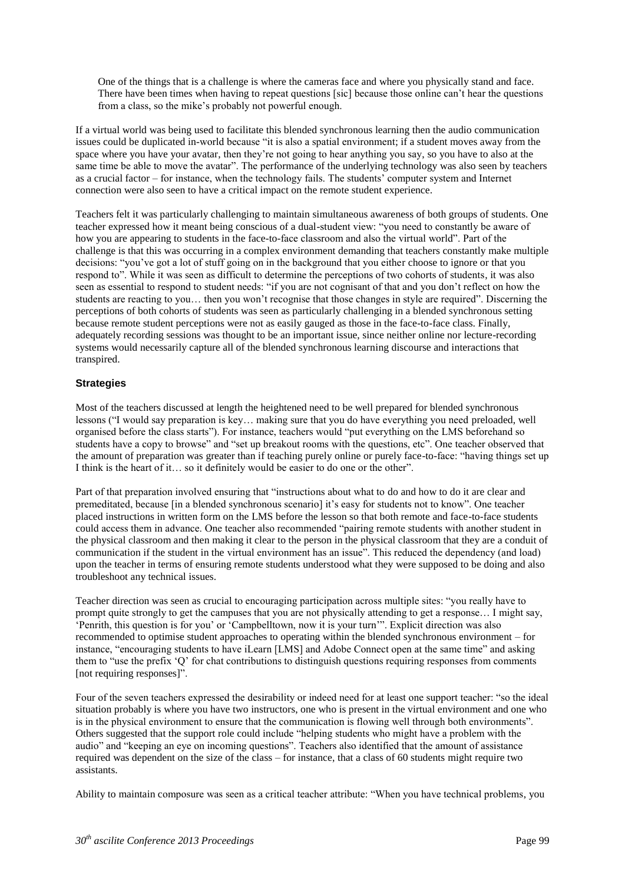> One of the things that is a challenge is where the cameras face and where you physically stand and face. There have been times when having to repeat questions [sic] because those online can't hear the questions from a class, so the mike's probably not powerful enough.

If a virtual world was being used to facilitate this blended synchronous learning then the audio communication issues could be duplicated in-world because "it is also a spatial environment; if a student moves away from the space where you have your avatar, then they're not going to hear anything you say, so you have to also at the same time be able to move the avatar". The performance of the underlying technology was also seen by teachers as a crucial factor – for instance, when the technology fails. The students' computer system and Internet connection were also seen to have a critical impact on the remote student experience.

Teachers felt it was particularly challenging to maintain simultaneous awareness of both groups of students. One teacher expressed how it meant being conscious of a dual-student view: "you need to constantly be aware of how you are appearing to students in the face-to-face classroom and also the virtual world". Part of the challenge is that this was occurring in a complex environment demanding that teachers constantly make multiple decisions: "you've got a lot of stuff going on in the background that you either choose to ignore or that you respond to". While it was seen as difficult to determine the perceptions of two cohorts of students, it was also seen as essential to respond to student needs: "if you are not cognisant of that and you don't reflect on how the students are reacting to you… then you won't recognise that those changes in style are required". Discerning the perceptions of both cohorts of students was seen as particularly challenging in a blended synchronous setting because remote student perceptions were not as easily gauged as those in the face-to-face class. Finally, adequately recording sessions was thought to be an important issue, since neither online nor lecture-recording systems would necessarily capture all of the blended synchronous learning discourse and interactions that transpired.

### Strategies

Most of the teachers discussed at length the heightened need to be well prepared for blended synchronous lessons ("I would say preparation is key… making sure that you do have everything you need preloaded, well organised before the class starts"). For instance, teachers would "put everything on the LMS beforehand so students have a copy to browse" and "set up breakout rooms with the questions, etc". One teacher observed that the amount of preparation was greater than if teaching purely online or purely face-to-face: "having things set up I think is the heart of it… so it definitely would be easier to do one or the other".

Part of that preparation involved ensuring that "instructions about what to do and how to do it are clear and premeditated, because [in a blended synchronous scenario] it's easy for students not to know". One teacher placed instructions in written form on the LMS before the lesson so that both remote and face-to-face students could access them in advance. One teacher also recommended "pairing remote students with another student in the physical classroom and then making it clear to the person in the physical classroom that they are a conduit of communication if the student in the virtual environment has an issue". This reduced the dependency (and load) upon the teacher in terms of ensuring remote students understood what they were supposed to be doing and also troubleshoot any technical issues.

Teacher direction was seen as crucial to encouraging participation across multiple sites: "you really have to prompt quite strongly to get the campuses that you are not physically attending to get a response… I might say, 'Penrith, this question is for you' or 'Campbelltown, now it is your turn'". Explicit direction was also recommended to optimise student approaches to operating within the blended synchronous environment – for instance, "encouraging students to have iLearn [LMS] and Adobe Connect open at the same time" and asking them to "use the prefix 'Q' for chat contributions to distinguish questions requiring responses from comments [not requiring responses]".

Four of the seven teachers expressed the desirability or indeed need for at least one support teacher: "so the ideal situation probably is where you have two instructors, one who is present in the virtual environment and one who is in the physical environment to ensure that the communication is flowing well through both environments". Others suggested that the support role could include "helping students who might have a problem with the audio" and "keeping an eye on incoming questions". Teachers also identified that the amount of assistance required was dependent on the size of the class – for instance, that a class of 60 students might require two assistants.

Ability to maintain composure was seen as a critical teacher attribute: "When you have technical problems, you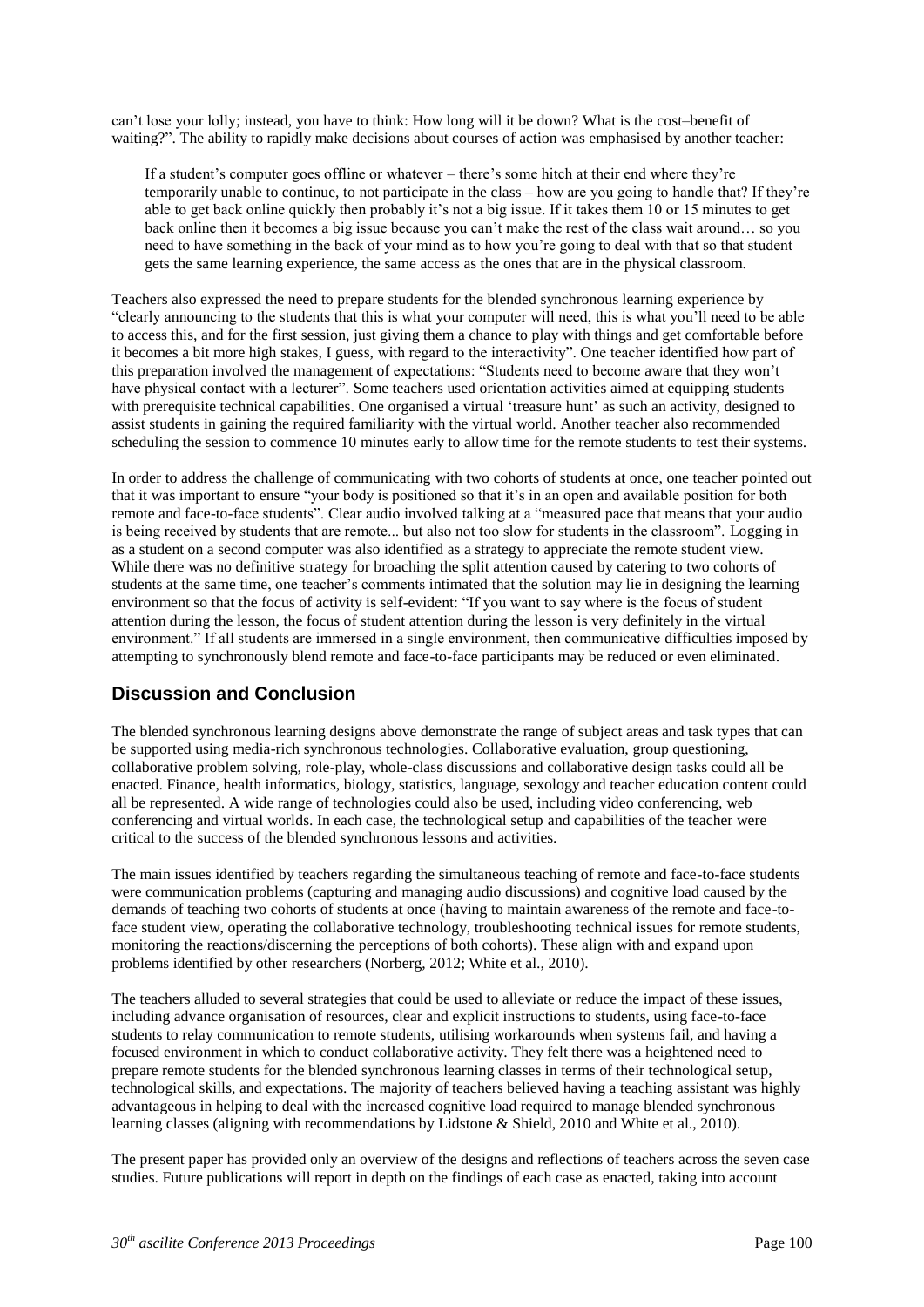can't lose your lolly; instead, you have to think: How long will it be down? What is the cost–benefit of waiting?". The ability to rapidly make decisions about courses of action was emphasised by another teacher:

> If a student's computer goes offline or whatever – there's some hitch at their end where they're temporarily unable to continue, to not participate in the class – how are you going to handle that? If they're able to get back online quickly then probably it's not a big issue. If it takes them 10 or 15 minutes to get back online then it becomes a big issue because you can't make the rest of the class wait around… so you need to have something in the back of your mind as to how you're going to deal with that so that student gets the same learning experience, the same access as the ones that are in the physical classroom.

Teachers also expressed the need to prepare students for the blended synchronous learning experience by "clearly announcing to the students that this is what your computer will need, this is what you'll need to be able to access this, and for the first session, just giving them a chance to play with things and get comfortable before it becomes a bit more high stakes, I guess, with regard to the interactivity". One teacher identified how part of this preparation involved the management of expectations: "Students need to become aware that they won't have physical contact with a lecturer". Some teachers used orientation activities aimed at equipping students with prerequisite technical capabilities. One organised a virtual 'treasure hunt' as such an activity, designed to assist students in gaining the required familiarity with the virtual world. Another teacher also recommended scheduling the session to commence 10 minutes early to allow time for the remote students to test their systems.

In order to address the challenge of communicating with two cohorts of students at once, one teacher pointed out that it was important to ensure "your body is positioned so that it's in an open and available position for both remote and face-to-face students". Clear audio involved talking at a "measured pace that means that your audio is being received by students that are remote... but also not too slow for students in the classroom". Logging in as a student on a second computer was also identified as a strategy to appreciate the remote student view. While there was no definitive strategy for broaching the split attention caused by catering to two cohorts of students at the same time, one teacher's comments intimated that the solution may lie in designing the learning environment so that the focus of activity is self-evident: "If you want to say where is the focus of student attention during the lesson, the focus of student attention during the lesson is very definitely in the virtual environment." If all students are immersed in a single environment, then communicative difficulties imposed by attempting to synchronously blend remote and face-to-face participants may be reduced or even eliminated.

## Discussion and Conclusion

The blended synchronous learning designs above demonstrate the range of subject areas and task types that can be supported using media-rich synchronous technologies. Collaborative evaluation, group questioning, collaborative problem solving, role-play, whole-class discussions and collaborative design tasks could all be enacted. Finance, health informatics, biology, statistics, language, sexology and teacher education content could all be represented. A wide range of technologies could also be used, including video conferencing, web conferencing and virtual worlds. In each case, the technological setup and capabilities of the teacher were critical to the success of the blended synchronous lessons and activities.

The main issues identified by teachers regarding the simultaneous teaching of remote and face-to-face students were communication problems (capturing and managing audio discussions) and cognitive load caused by the demands of teaching two cohorts of students at once (having to maintain awareness of the remote and face-to-face student view, operating the collaborative technology, troubleshooting technical issues for remote students, monitoring the reactions/discerning the perceptions of both cohorts). These align with and expand upon problems identified by other researchers (Norberg, 2012; White et al., 2010).

The teachers alluded to several strategies that could be used to alleviate or reduce the impact of these issues, including advance organisation of resources, clear and explicit instructions to students, using face-to-face students to relay communication to remote students, utilising workarounds when systems fail, and having a focused environment in which to conduct collaborative activity. They felt there was a heightened need to prepare remote students for the blended synchronous learning classes in terms of their technological setup, technological skills, and expectations. The majority of teachers believed having a teaching assistant was highly advantageous in helping to deal with the increased cognitive load required to manage blended synchronous learning classes (aligning with recommendations by Lidstone & Shield, 2010 and White et al., 2010).

The present paper has provided only an overview of the designs and reflections of teachers across the seven case studies. Future publications will report in depth on the findings of each case as enacted, taking into account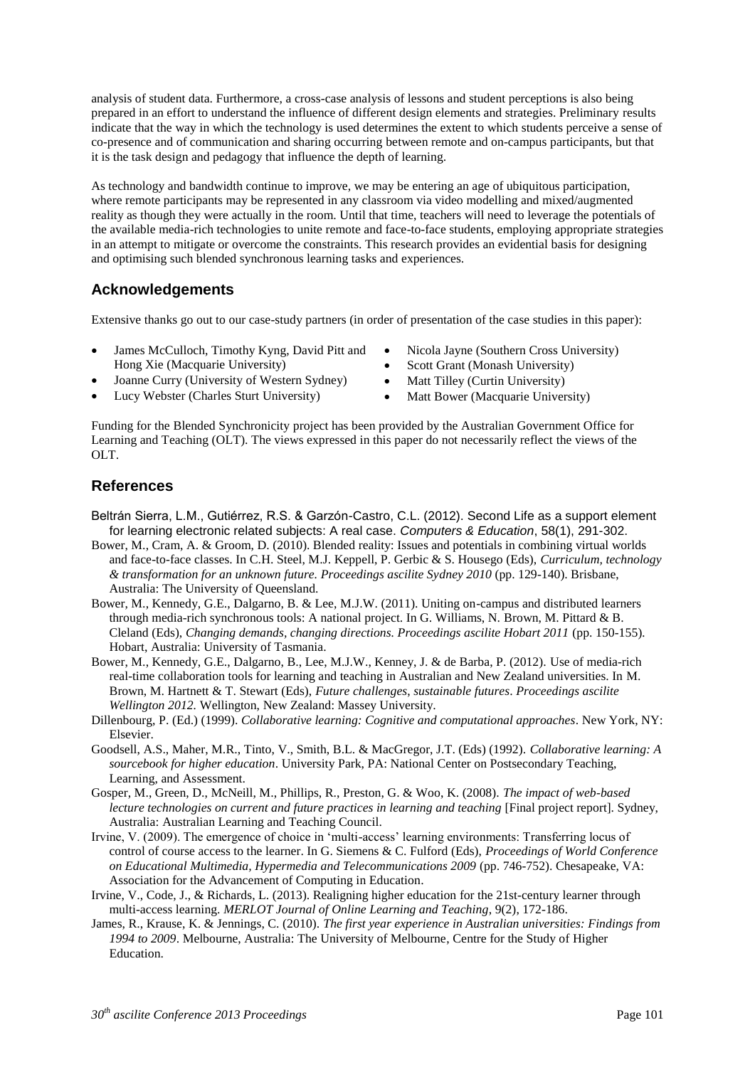analysis of student data. Furthermore, a cross-case analysis of lessons and student perceptions is also being prepared in an effort to understand the influence of different design elements and strategies. Preliminary results indicate that the way in which the technology is used determines the extent to which students perceive a sense of co-presence and of communication and sharing occurring between remote and on-campus participants, but that it is the task design and pedagogy that influence the depth of learning.

As technology and bandwidth continue to improve, we may be entering an age of ubiquitous participation, where remote participants may be represented in any classroom via video modelling and mixed/augmented reality as though they were actually in the room. Until that time, teachers will need to leverage the potentials of the available media-rich technologies to unite remote and face-to-face students, employing appropriate strategies in an attempt to mitigate or overcome the constraints. This research provides an evidential basis for designing and optimising such blended synchronous learning tasks and experiences.

## Acknowledgements

Extensive thanks go out to our case-study partners (in order of presentation of the case studies in this paper):

- James McCulloch, Timothy Kyng, David Pitt and Hong Xie (Macquarie University)
- Joanne Curry (University of Western Sydney)
- Lucy Webster (Charles Sturt University)
- Nicola Jayne (Southern Cross University)
- Scott Grant (Monash University)
- Matt Tilley (Curtin University)
- Matt Bower (Macquarie University)

Funding for the Blended Synchronicity project has been provided by the Australian Government Office for Learning and Teaching (OLT). The views expressed in this paper do not necessarily reflect the views of the OLT.

## References

Beltrán Sierra, L.M., Gutiérrez, R.S. & Garzón-Castro, C.L. (2012). Second Life as a support element for learning electronic related subjects: A real case. *Computers & Education*, 58(1), 291-302.

Bower, M., Cram, A. & Groom, D. (2010). Blended reality: Issues and potentials in combining virtual worlds and face-to-face classes. In C.H. Steel, M.J. Keppell, P. Gerbic & S. Housego (Eds), *Curriculum, technology & transformation for an unknown future. Proceedings ascilite Sydney 2010* (pp. 129-140). Brisbane, Australia: The University of Queensland.

Bower, M., Kennedy, G.E., Dalgarno, B. & Lee, M.J.W. (2011). Uniting on-campus and distributed learners through media-rich synchronous tools: A national project. In G. Williams, N. Brown, M. Pittard & B. Cleland (Eds), *Changing demands, changing directions. Proceedings ascilite Hobart 2011* (pp. 150-155). Hobart, Australia: University of Tasmania.

Bower, M., Kennedy, G.E., Dalgarno, B., Lee, M.J.W., Kenney, J. & de Barba, P. (2012). Use of media-rich real-time collaboration tools for learning and teaching in Australian and New Zealand universities. In M. Brown, M. Hartnett & T. Stewart (Eds), *Future challenges, sustainable futures*. *Proceedings ascilite Wellington 2012.* Wellington, New Zealand: Massey University.

Dillenbourg, P. (Ed.) (1999). *Collaborative learning: Cognitive and computational approaches*. New York, NY: Elsevier.

Goodsell, A.S., Maher, M.R., Tinto, V., Smith, B.L. & MacGregor, J.T. (Eds) (1992). *Collaborative learning: A sourcebook for higher education*. University Park, PA: National Center on Postsecondary Teaching, Learning, and Assessment.

Gosper, M., Green, D., McNeill, M., Phillips, R., Preston, G. & Woo, K. (2008). *The impact of web-based lecture technologies on current and future practices in learning and teaching* [Final project report]. Sydney, Australia: Australian Learning and Teaching Council.

Irvine, V. (2009). The emergence of choice in 'multi-access' learning environments: Transferring locus of control of course access to the learner. In G. Siemens & C. Fulford (Eds), *Proceedings of World Conference on Educational Multimedia, Hypermedia and Telecommunications 2009* (pp. 746-752). Chesapeake, VA: Association for the Advancement of Computing in Education.

Irvine, V., Code, J., & Richards, L. (2013). Realigning higher education for the 21st-century learner through multi-access learning. *MERLOT Journal of Online Learning and Teaching*, 9(2), 172-186.

James, R., Krause, K. & Jennings, C. (2010). *The first year experience in Australian universities: Findings from 1994 to 2009*. Melbourne, Australia: The University of Melbourne, Centre for the Study of Higher Education.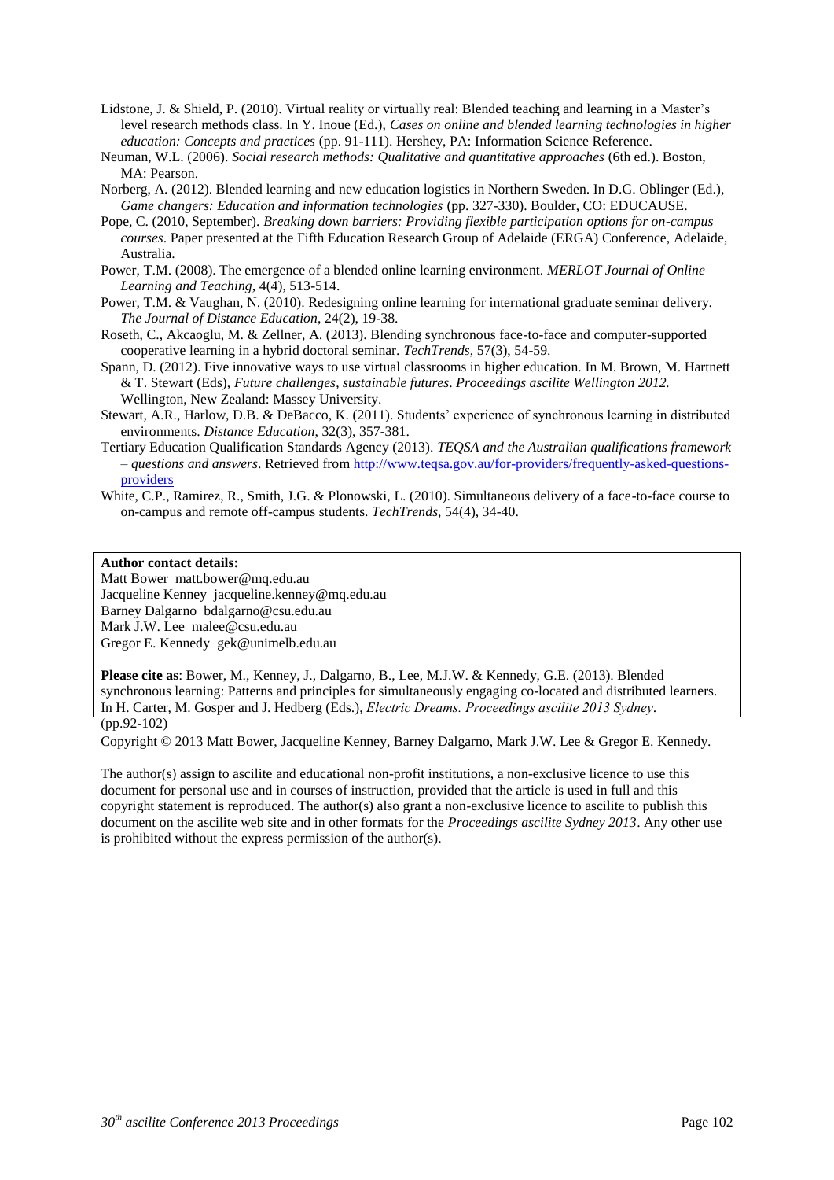Lidstone, J. & Shield, P. (2010). Virtual reality or virtually real: Blended teaching and learning in a Master's level research methods class. In Y. Inoue (Ed.), *Cases on online and blended learning technologies in higher education: Concepts and practices* (pp. 91-111). Hershey, PA: Information Science Reference.

Neuman, W.L. (2006). *Social research methods: Qualitative and quantitative approaches* (6th ed.). Boston, MA: Pearson.

Norberg, A. (2012). Blended learning and new education logistics in Northern Sweden. In D.G. Oblinger (Ed.), *Game changers: Education and information technologies* (pp. 327-330). Boulder, CO: EDUCAUSE.

Pope, C. (2010, September). *Breaking down barriers: Providing flexible participation options for on-campus courses*. Paper presented at the Fifth Education Research Group of Adelaide (ERGA) Conference, Adelaide, Australia.

Power, T.M. (2008). The emergence of a blended online learning environment. *MERLOT Journal of Online Learning and Teaching*, 4(4), 513-514.

Power, T.M. & Vaughan, N. (2010). Redesigning online learning for international graduate seminar delivery. *The Journal of Distance Education*, 24(2), 19-38.

Roseth, C., Akcaoglu, M. & Zellner, A. (2013). Blending synchronous face-to-face and computer-supported cooperative learning in a hybrid doctoral seminar. *TechTrends*, 57(3), 54-59.

Spann, D. (2012). Five innovative ways to use virtual classrooms in higher education. In M. Brown, M. Hartnett & T. Stewart (Eds), *Future challenges, sustainable futures*. *Proceedings ascilite Wellington 2012.* Wellington, New Zealand: Massey University.

Stewart, A.R., Harlow, D.B. & DeBacco, K. (2011). Students' experience of synchronous learning in distributed environments. *Distance Education*, 32(3), 357-381.

Tertiary Education Qualification Standards Agency (2013). *TEQSA and the Australian qualifications framework – questions and answers*. Retrieved from http://www.teqsa.gov.au/for-providers/frequently-asked-questions-providers

White, C.P., Ramirez, R., Smith, J.G. & Plonowski, L. (2010). Simultaneous delivery of a face-to-face course to on-campus and remote off-campus students. *TechTrends*, 54(4), 34-40.

**Author contact details:**
Matt Bower matt.bower@mq.edu.au
Jacqueline Kenney jacqueline.kenney@mq.edu.au
Barney Dalgarno bdalgarno@csu.edu.au
Mark J.W. Lee malee@csu.edu.au
Gregor E. Kennedy gek@unimelb.edu.au

**Please cite as**: Bower, M., Kenney, J., Dalgarno, B., Lee, M.J.W. & Kennedy, G.E. (2013). Blended synchronous learning: Patterns and principles for simultaneously engaging co-located and distributed learners. In H. Carter, M. Gosper and J. Hedberg (Eds.), *Electric Dreams. Proceedings ascilite 2013 Sydney*. (pp.92-102)

Copyright © 2013 Matt Bower, Jacqueline Kenney, Barney Dalgarno, Mark J.W. Lee & Gregor E. Kennedy.

The author(s) assign to ascilite and educational non-profit institutions, a non-exclusive licence to use this document for personal use and in courses of instruction, provided that the article is used in full and this copyright statement is reproduced. The author(s) also grant a non-exclusive licence to ascilite to publish this document on the ascilite web site and in other formats for the *Proceedings ascilite Sydney 2013*. Any other use is prohibited without the express permission of the author(s).